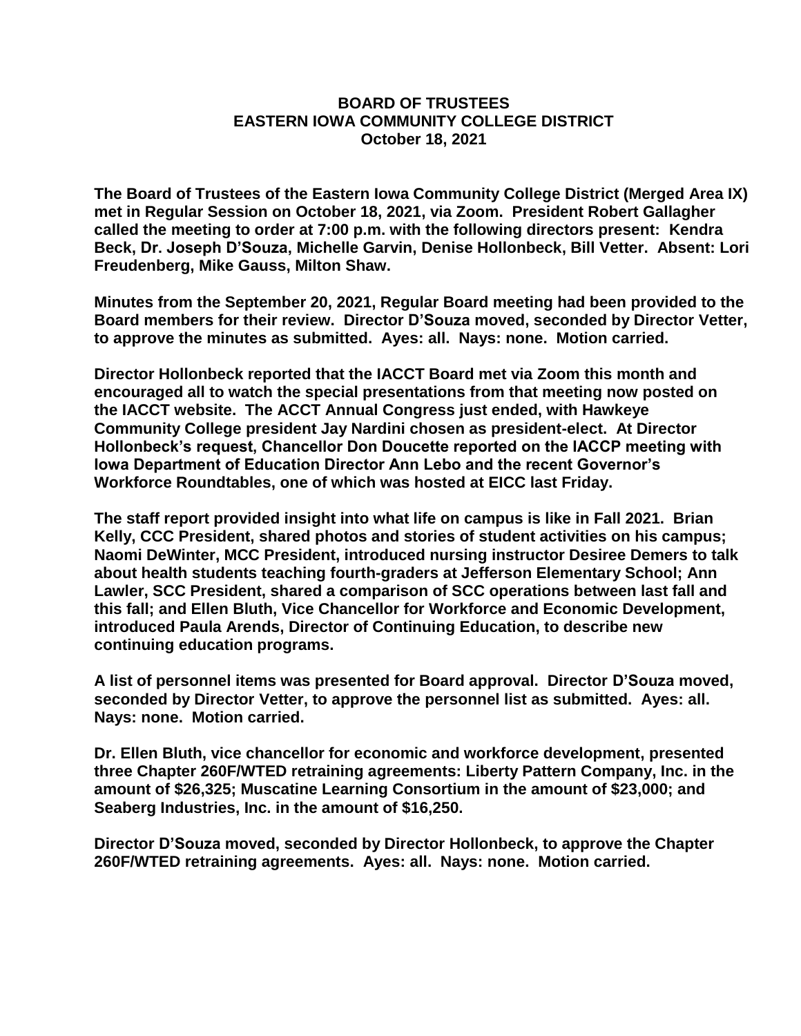# BOARD OF TRUSTEES
# EASTERN IOWA COMMUNITY COLLEGE DISTRICT
# October 18, 2021

**The Board of Trustees of the Eastern Iowa Community College District (Merged Area IX) met in Regular Session on October 18, 2021, via Zoom. President Robert Gallagher called the meeting to order at 7:00 p.m. with the following directors present: Kendra Beck, Dr. Joseph D'Souza, Michelle Garvin, Denise Hollonbeck, Bill Vetter. Absent: Lori Freudenberg, Mike Gauss, Milton Shaw.**

**Minutes from the September 20, 2021, Regular Board meeting had been provided to the Board members for their review. Director D'Souza moved, seconded by Director Vetter, to approve the minutes as submitted. Ayes: all. Nays: none. Motion carried.**

**Director Hollonbeck reported that the IACCT Board met via Zoom this month and encouraged all to watch the special presentations from that meeting now posted on the IACCT website. The ACCT Annual Congress just ended, with Hawkeye Community College president Jay Nardini chosen as president-elect. At Director Hollonbeck's request, Chancellor Don Doucette reported on the IACCP meeting with Iowa Department of Education Director Ann Lebo and the recent Governor's Workforce Roundtables, one of which was hosted at EICC last Friday.**

**The staff report provided insight into what life on campus is like in Fall 2021. Brian Kelly, CCC President, shared photos and stories of student activities on his campus; Naomi DeWinter, MCC President, introduced nursing instructor Desiree Demers to talk about health students teaching fourth-graders at Jefferson Elementary School; Ann Lawler, SCC President, shared a comparison of SCC operations between last fall and this fall; and Ellen Bluth, Vice Chancellor for Workforce and Economic Development, introduced Paula Arends, Director of Continuing Education, to describe new continuing education programs.**

**A list of personnel items was presented for Board approval. Director D'Souza moved, seconded by Director Vetter, to approve the personnel list as submitted. Ayes: all. Nays: none. Motion carried.**

**Dr. Ellen Bluth, vice chancellor for economic and workforce development, presented three Chapter 260F/WTED retraining agreements: Liberty Pattern Company, Inc. in the amount of $26,325; Muscatine Learning Consortium in the amount of $23,000; and Seaberg Industries, Inc. in the amount of $16,250.**

**Director D'Souza moved, seconded by Director Hollonbeck, to approve the Chapter 260F/WTED retraining agreements. Ayes: all. Nays: none. Motion carried.**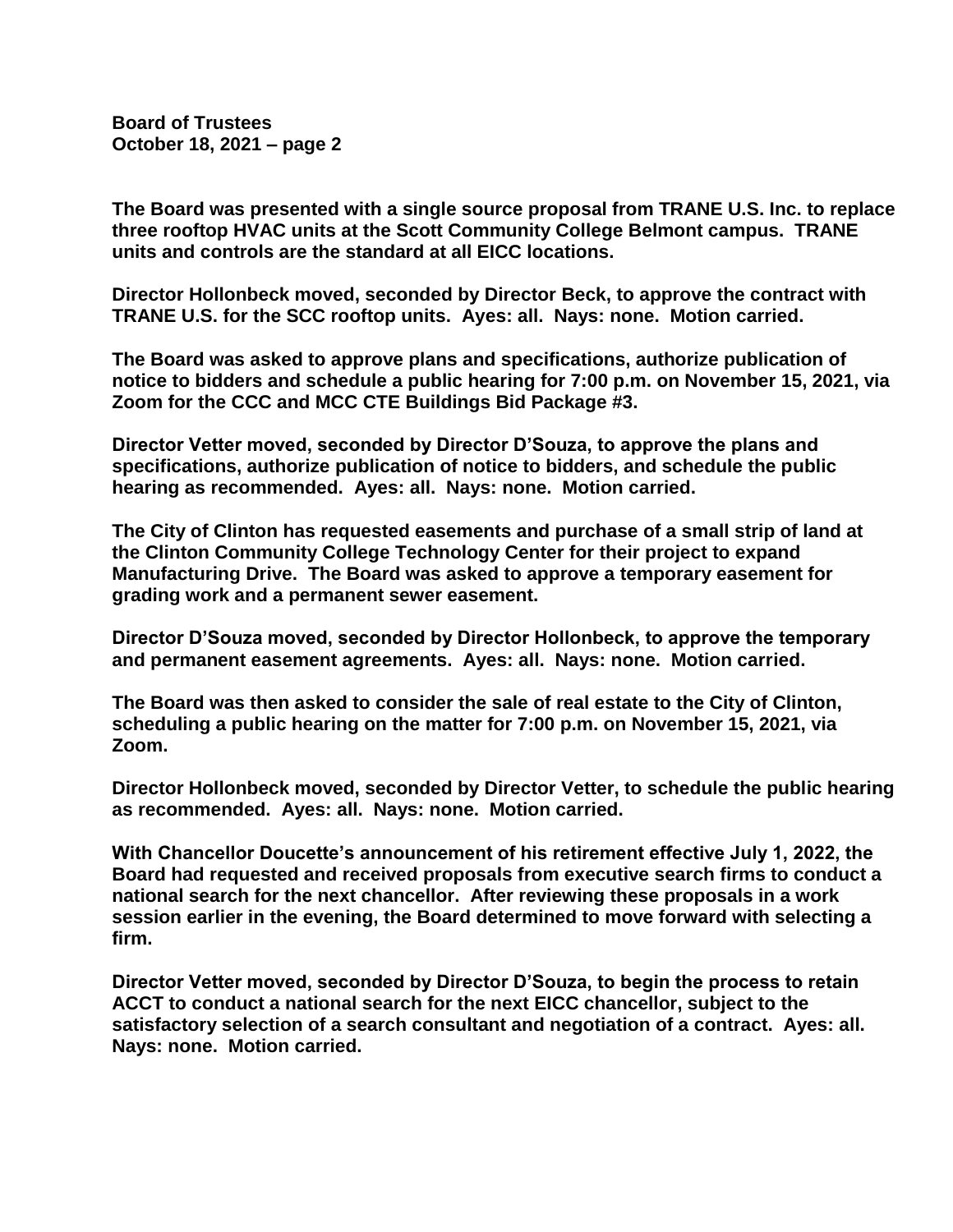**The Board was presented with a single source proposal from TRANE U.S. Inc. to replace three rooftop HVAC units at the Scott Community College Belmont campus. TRANE units and controls are the standard at all EICC locations.**

**Director Hollonbeck moved, seconded by Director Beck, to approve the contract with TRANE U.S. for the SCC rooftop units. Ayes: all. Nays: none. Motion carried.**

**The Board was asked to approve plans and specifications, authorize publication of notice to bidders and schedule a public hearing for 7:00 p.m. on November 15, 2021, via Zoom for the CCC and MCC CTE Buildings Bid Package #3.**

**Director Vetter moved, seconded by Director D'Souza, to approve the plans and specifications, authorize publication of notice to bidders, and schedule the public hearing as recommended. Ayes: all. Nays: none. Motion carried.**

**The City of Clinton has requested easements and purchase of a small strip of land at the Clinton Community College Technology Center for their project to expand Manufacturing Drive. The Board was asked to approve a temporary easement for grading work and a permanent sewer easement.**

**Director D'Souza moved, seconded by Director Hollonbeck, to approve the temporary and permanent easement agreements. Ayes: all. Nays: none. Motion carried.**

**The Board was then asked to consider the sale of real estate to the City of Clinton, scheduling a public hearing on the matter for 7:00 p.m. on November 15, 2021, via Zoom.**

**Director Hollonbeck moved, seconded by Director Vetter, to schedule the public hearing as recommended. Ayes: all. Nays: none. Motion carried.**

**With Chancellor Doucette's announcement of his retirement effective July 1, 2022, the Board had requested and received proposals from executive search firms to conduct a national search for the next chancellor. After reviewing these proposals in a work session earlier in the evening, the Board determined to move forward with selecting a firm.**

**Director Vetter moved, seconded by Director D'Souza, to begin the process to retain ACCT to conduct a national search for the next EICC chancellor, subject to the satisfactory selection of a search consultant and negotiation of a contract. Ayes: all. Nays: none. Motion carried.**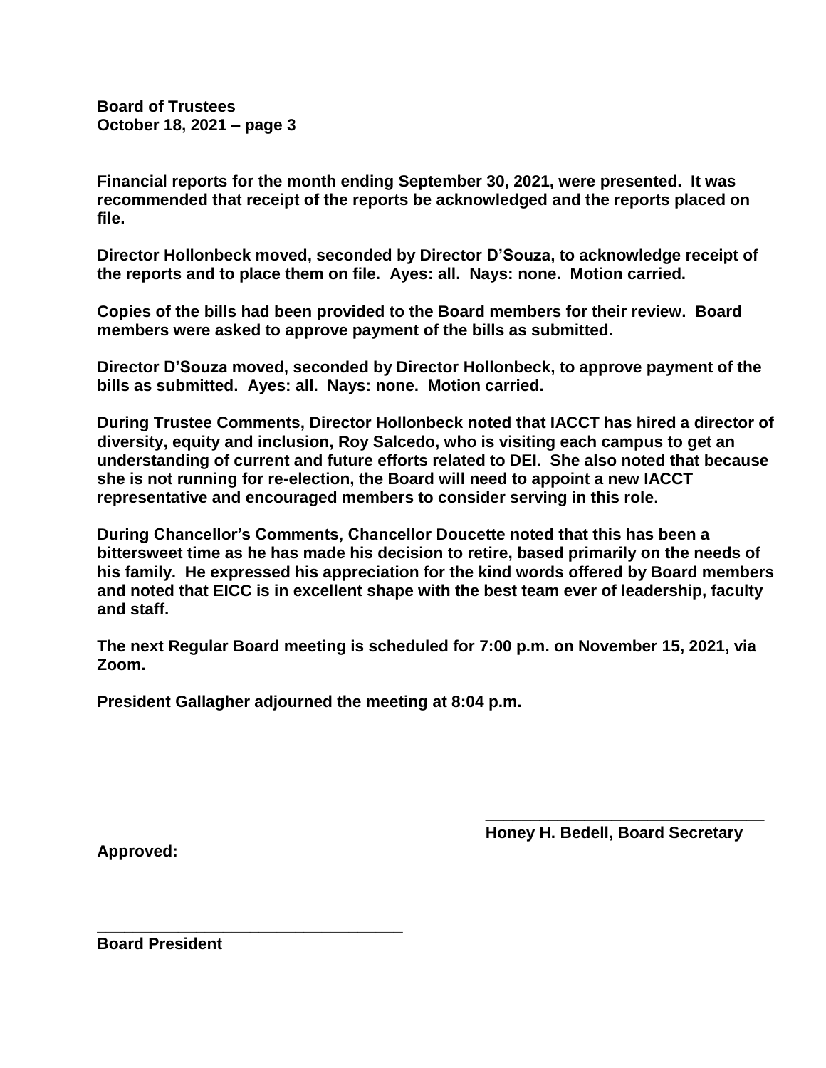**Financial reports for the month ending September 30, 2021, were presented. It was recommended that receipt of the reports be acknowledged and the reports placed on file.**

**Director Hollonbeck moved, seconded by Director D'Souza, to acknowledge receipt of the reports and to place them on file. Ayes: all. Nays: none. Motion carried.**

**Copies of the bills had been provided to the Board members for their review. Board members were asked to approve payment of the bills as submitted.**

**Director D'Souza moved, seconded by Director Hollonbeck, to approve payment of the bills as submitted. Ayes: all. Nays: none. Motion carried.**

**During Trustee Comments, Director Hollonbeck noted that IACCT has hired a director of diversity, equity and inclusion, Roy Salcedo, who is visiting each campus to get an understanding of current and future efforts related to DEI. She also noted that because she is not running for re-election, the Board will need to appoint a new IACCT representative and encouraged members to consider serving in this role.**

**During Chancellor's Comments, Chancellor Doucette noted that this has been a bittersweet time as he has made his decision to retire, based primarily on the needs of his family. He expressed his appreciation for the kind words offered by Board members and noted that EICC is in excellent shape with the best team ever of leadership, faculty and staff.**

**The next Regular Board meeting is scheduled for 7:00 p.m. on November 15, 2021, via Zoom.**

**President Gallagher adjourned the meeting at 8:04 p.m.**

\_\_\_\_\_\_\_\_\_\_\_\_\_\_\_\_\_\_\_\_\_\_\_\_\_\_\_\_\_\_\_\_

**Honey H. Bedell, Board Secretary**

**Approved:**

\_\_\_\_\_\_\_\_\_\_\_\_\_\_\_\_\_\_\_\_\_\_\_\_\_\_\_\_\_\_\_\_\_\_\_\_

**Board President**